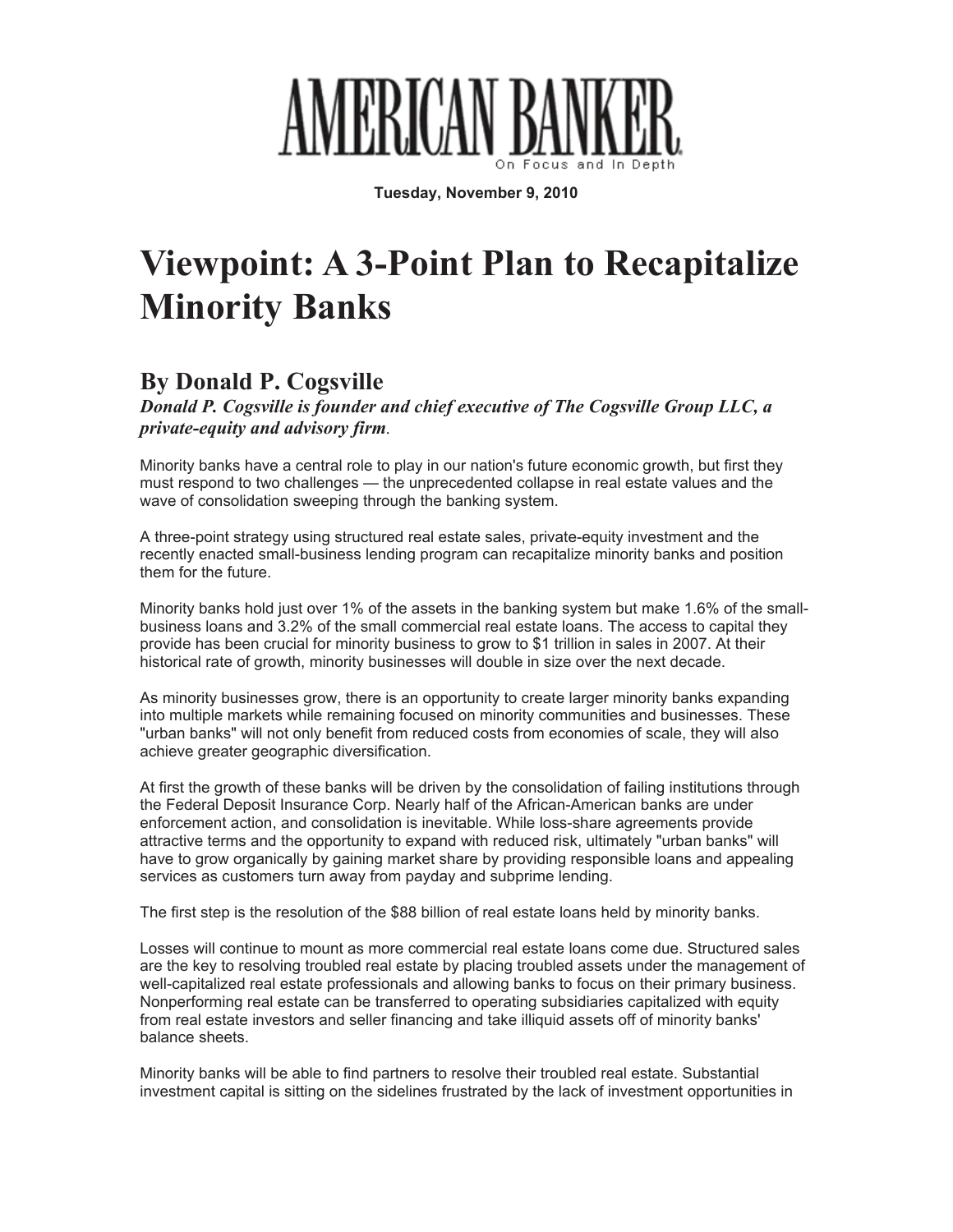# AMERICAN BANKER

On Focus and In Depth

**Tuesday, November 9, 2010**

# Viewpoint: A 3-Point Plan to Recapitalize Minority Banks

## By Donald P. Cogsville

***Donald P. Cogsville is founder and chief executive of The Cogsville Group LLC, a private-equity and advisory firm*.**

Minority banks have a central role to play in our nation's future economic growth, but first they must respond to two challenges — the unprecedented collapse in real estate values and the wave of consolidation sweeping through the banking system.

A three-point strategy using structured real estate sales, private-equity investment and the recently enacted small-business lending program can recapitalize minority banks and position them for the future.

Minority banks hold just over 1% of the assets in the banking system but make 1.6% of the small-business loans and 3.2% of the small commercial real estate loans. The access to capital they provide has been crucial for minority business to grow to $1 trillion in sales in 2007. At their historical rate of growth, minority businesses will double in size over the next decade.

As minority businesses grow, there is an opportunity to create larger minority banks expanding into multiple markets while remaining focused on minority communities and businesses. These "urban banks" will not only benefit from reduced costs from economies of scale, they will also achieve greater geographic diversification.

At first the growth of these banks will be driven by the consolidation of failing institutions through the Federal Deposit Insurance Corp. Nearly half of the African-American banks are under enforcement action, and consolidation is inevitable. While loss-share agreements provide attractive terms and the opportunity to expand with reduced risk, ultimately "urban banks" will have to grow organically by gaining market share by providing responsible loans and appealing services as customers turn away from payday and subprime lending.

The first step is the resolution of the $88 billion of real estate loans held by minority banks.

Losses will continue to mount as more commercial real estate loans come due. Structured sales are the key to resolving troubled real estate by placing troubled assets under the management of well-capitalized real estate professionals and allowing banks to focus on their primary business. Nonperforming real estate can be transferred to operating subsidiaries capitalized with equity from real estate investors and seller financing and take illiquid assets off of minority banks' balance sheets.

Minority banks will be able to find partners to resolve their troubled real estate. Substantial investment capital is sitting on the sidelines frustrated by the lack of investment opportunities in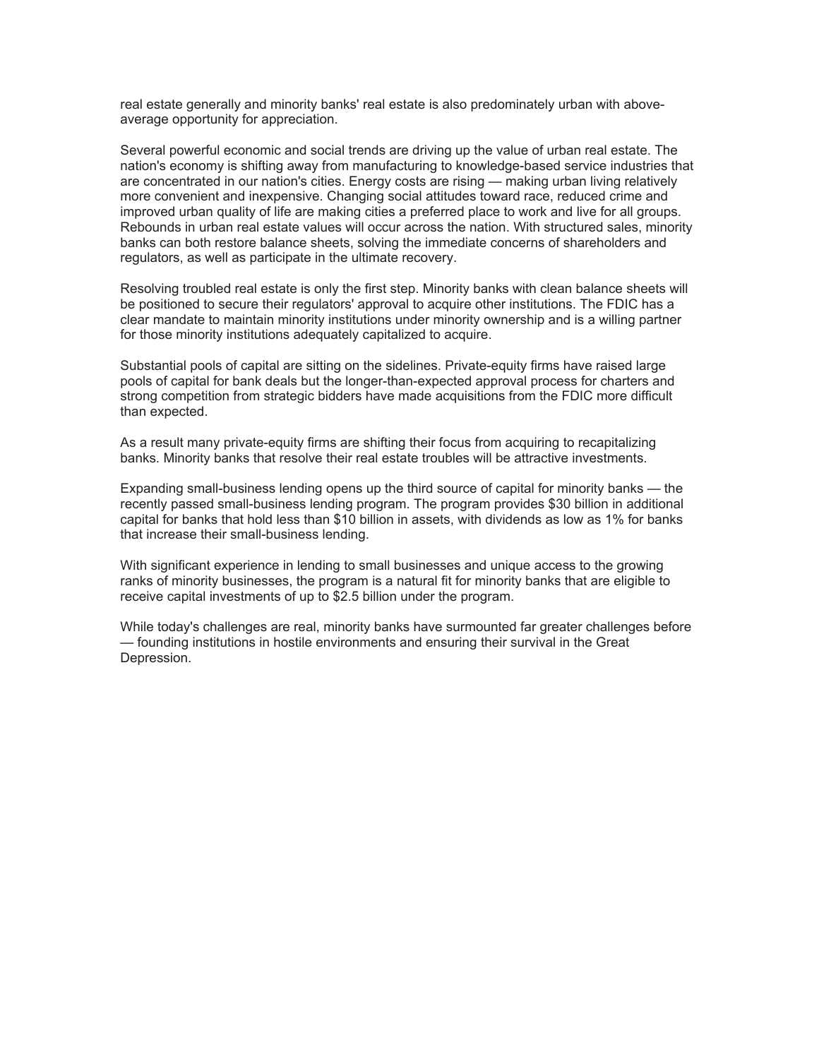real estate generally and minority banks' real estate is also predominately urban with above-average opportunity for appreciation.

Several powerful economic and social trends are driving up the value of urban real estate. The nation's economy is shifting away from manufacturing to knowledge-based service industries that are concentrated in our nation's cities. Energy costs are rising — making urban living relatively more convenient and inexpensive. Changing social attitudes toward race, reduced crime and improved urban quality of life are making cities a preferred place to work and live for all groups. Rebounds in urban real estate values will occur across the nation. With structured sales, minority banks can both restore balance sheets, solving the immediate concerns of shareholders and regulators, as well as participate in the ultimate recovery.

Resolving troubled real estate is only the first step. Minority banks with clean balance sheets will be positioned to secure their regulators' approval to acquire other institutions. The FDIC has a clear mandate to maintain minority institutions under minority ownership and is a willing partner for those minority institutions adequately capitalized to acquire.

Substantial pools of capital are sitting on the sidelines. Private-equity firms have raised large pools of capital for bank deals but the longer-than-expected approval process for charters and strong competition from strategic bidders have made acquisitions from the FDIC more difficult than expected.

As a result many private-equity firms are shifting their focus from acquiring to recapitalizing banks. Minority banks that resolve their real estate troubles will be attractive investments.

Expanding small-business lending opens up the third source of capital for minority banks — the recently passed small-business lending program. The program provides $30 billion in additional capital for banks that hold less than $10 billion in assets, with dividends as low as 1% for banks that increase their small-business lending.

With significant experience in lending to small businesses and unique access to the growing ranks of minority businesses, the program is a natural fit for minority banks that are eligible to receive capital investments of up to $2.5 billion under the program.

While today's challenges are real, minority banks have surmounted far greater challenges before — founding institutions in hostile environments and ensuring their survival in the Great Depression.